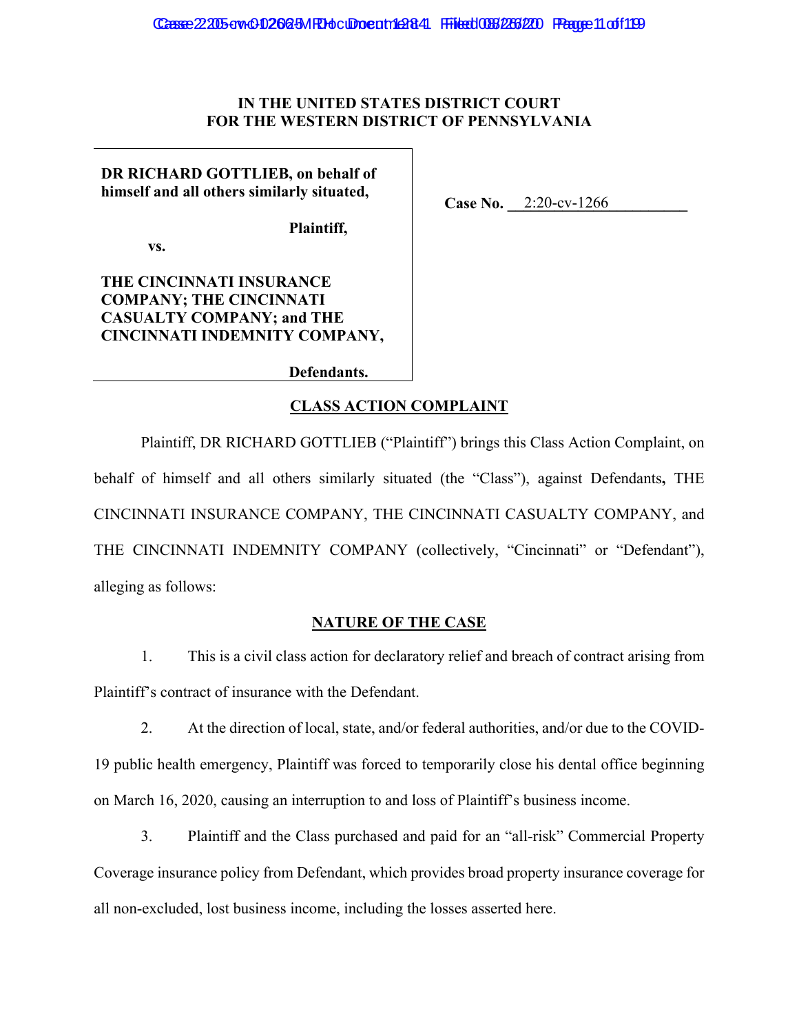**IN THE UNITED STATES DISTRICT COURT**
**FOR THE WESTERN DISTRICT OF PENNSYLVANIA**

**DR RICHARD GOTTLIEB, on behalf of himself and all others similarly situated,**

**Plaintiff,**

**vs.**

**THE CINCINNATI INSURANCE COMPANY; THE CINCINNATI CASUALTY COMPANY; and THE CINCINNATI INDEMNITY COMPANY,**

**Defendants.**

**Case No.** 2:20-cv-1266

## CLASS ACTION COMPLAINT

Plaintiff, DR RICHARD GOTTLIEB ("Plaintiff") brings this Class Action Complaint, on behalf of himself and all others similarly situated (the "Class"), against Defendants**,** THE CINCINNATI INSURANCE COMPANY, THE CINCINNATI CASUALTY COMPANY, and THE CINCINNATI INDEMNITY COMPANY (collectively, "Cincinnati" or "Defendant"), alleging as follows:

## NATURE OF THE CASE

1. This is a civil class action for declaratory relief and breach of contract arising from Plaintiff's contract of insurance with the Defendant.

2. At the direction of local, state, and/or federal authorities, and/or due to the COVID-19 public health emergency, Plaintiff was forced to temporarily close his dental office beginning on March 16, 2020, causing an interruption to and loss of Plaintiff's business income.

3. Plaintiff and the Class purchased and paid for an "all-risk" Commercial Property Coverage insurance policy from Defendant, which provides broad property insurance coverage for all non-excluded, lost business income, including the losses asserted here.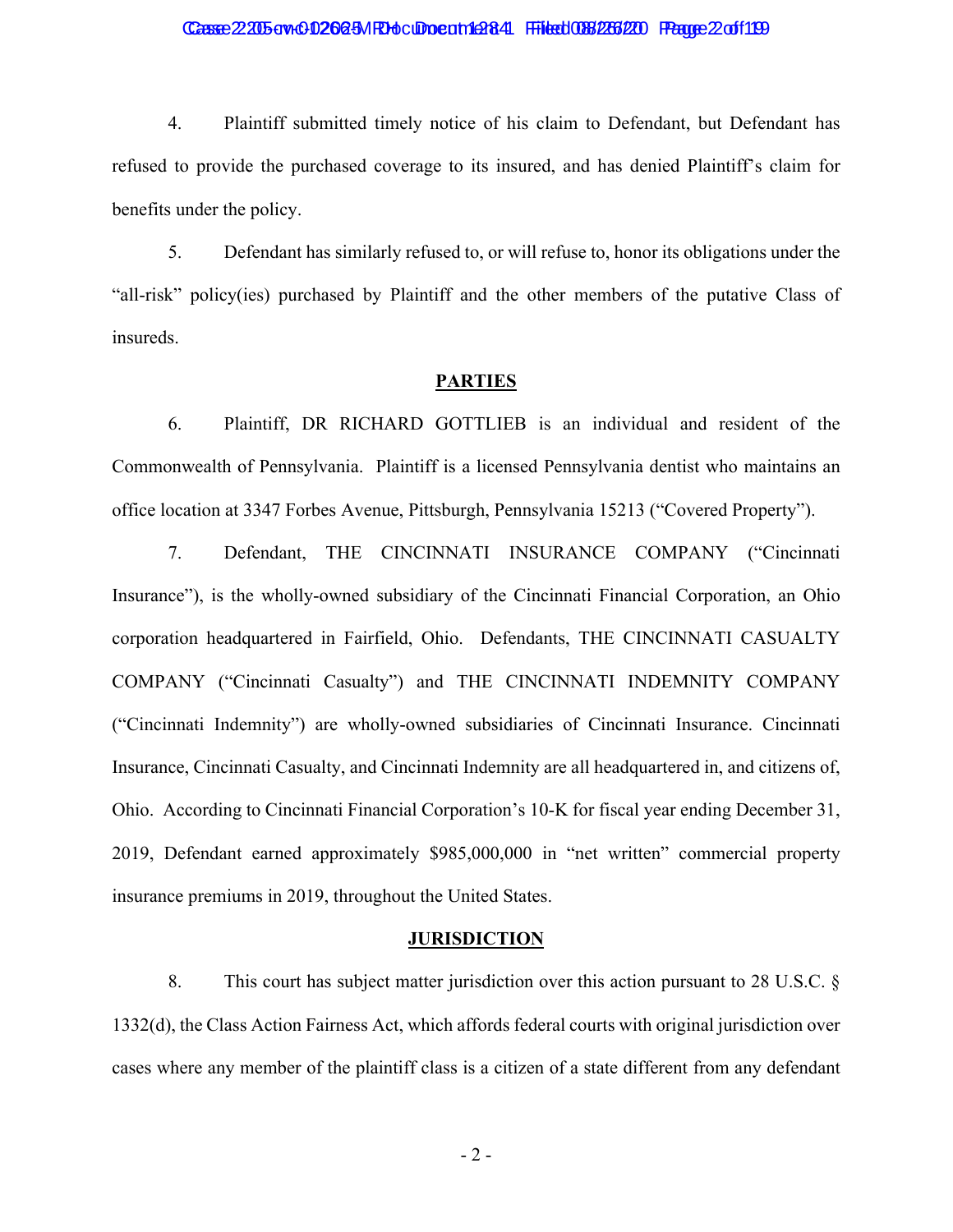4. Plaintiff submitted timely notice of his claim to Defendant, but Defendant has refused to provide the purchased coverage to its insured, and has denied Plaintiff's claim for benefits under the policy.

5. Defendant has similarly refused to, or will refuse to, honor its obligations under the "all-risk" policy(ies) purchased by Plaintiff and the other members of the putative Class of insureds.

## PARTIES

6. Plaintiff, DR RICHARD GOTTLIEB is an individual and resident of the Commonwealth of Pennsylvania. Plaintiff is a licensed Pennsylvania dentist who maintains an office location at 3347 Forbes Avenue, Pittsburgh, Pennsylvania 15213 ("Covered Property").

7. Defendant, THE CINCINNATI INSURANCE COMPANY ("Cincinnati Insurance"), is the wholly-owned subsidiary of the Cincinnati Financial Corporation, an Ohio corporation headquartered in Fairfield, Ohio. Defendants, THE CINCINNATI CASUALTY COMPANY ("Cincinnati Casualty") and THE CINCINNATI INDEMNITY COMPANY ("Cincinnati Indemnity") are wholly-owned subsidiaries of Cincinnati Insurance. Cincinnati Insurance, Cincinnati Casualty, and Cincinnati Indemnity are all headquartered in, and citizens of, Ohio. According to Cincinnati Financial Corporation's 10-K for fiscal year ending December 31, 2019, Defendant earned approximately $985,000,000 in "net written" commercial property insurance premiums in 2019, throughout the United States.

## JURISDICTION

8. This court has subject matter jurisdiction over this action pursuant to 28 U.S.C. § 1332(d), the Class Action Fairness Act, which affords federal courts with original jurisdiction over cases where any member of the plaintiff class is a citizen of a state different from any defendant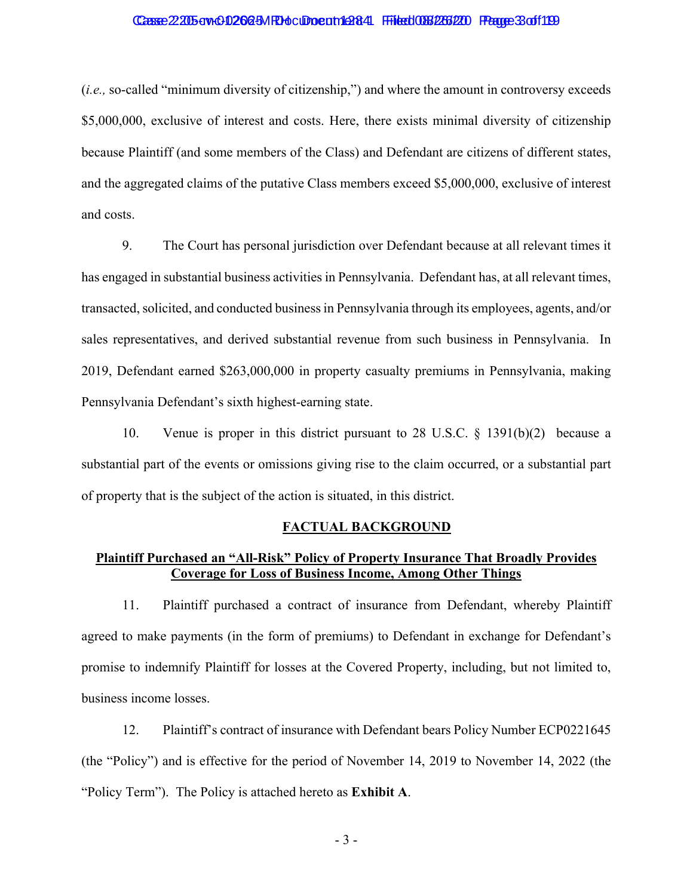(*i.e.,* so-called "minimum diversity of citizenship,") and where the amount in controversy exceeds $5,000,000, exclusive of interest and costs. Here, there exists minimal diversity of citizenship because Plaintiff (and some members of the Class) and Defendant are citizens of different states, and the aggregated claims of the putative Class members exceed $5,000,000, exclusive of interest and costs.

9. The Court has personal jurisdiction over Defendant because at all relevant times it has engaged in substantial business activities in Pennsylvania. Defendant has, at all relevant times, transacted, solicited, and conducted business in Pennsylvania through its employees, agents, and/or sales representatives, and derived substantial revenue from such business in Pennsylvania. In 2019, Defendant earned $263,000,000 in property casualty premiums in Pennsylvania, making Pennsylvania Defendant's sixth highest-earning state.

10. Venue is proper in this district pursuant to 28 U.S.C. § 1391(b)(2) because a substantial part of the events or omissions giving rise to the claim occurred, or a substantial part of property that is the subject of the action is situated, in this district.

## FACTUAL BACKGROUND

### Plaintiff Purchased an "All-Risk" Policy of Property Insurance That Broadly Provides Coverage for Loss of Business Income, Among Other Things

11. Plaintiff purchased a contract of insurance from Defendant, whereby Plaintiff agreed to make payments (in the form of premiums) to Defendant in exchange for Defendant's promise to indemnify Plaintiff for losses at the Covered Property, including, but not limited to, business income losses.

12. Plaintiff's contract of insurance with Defendant bears Policy Number ECP0221645 (the "Policy") and is effective for the period of November 14, 2019 to November 14, 2022 (the "Policy Term"). The Policy is attached hereto as **Exhibit A**.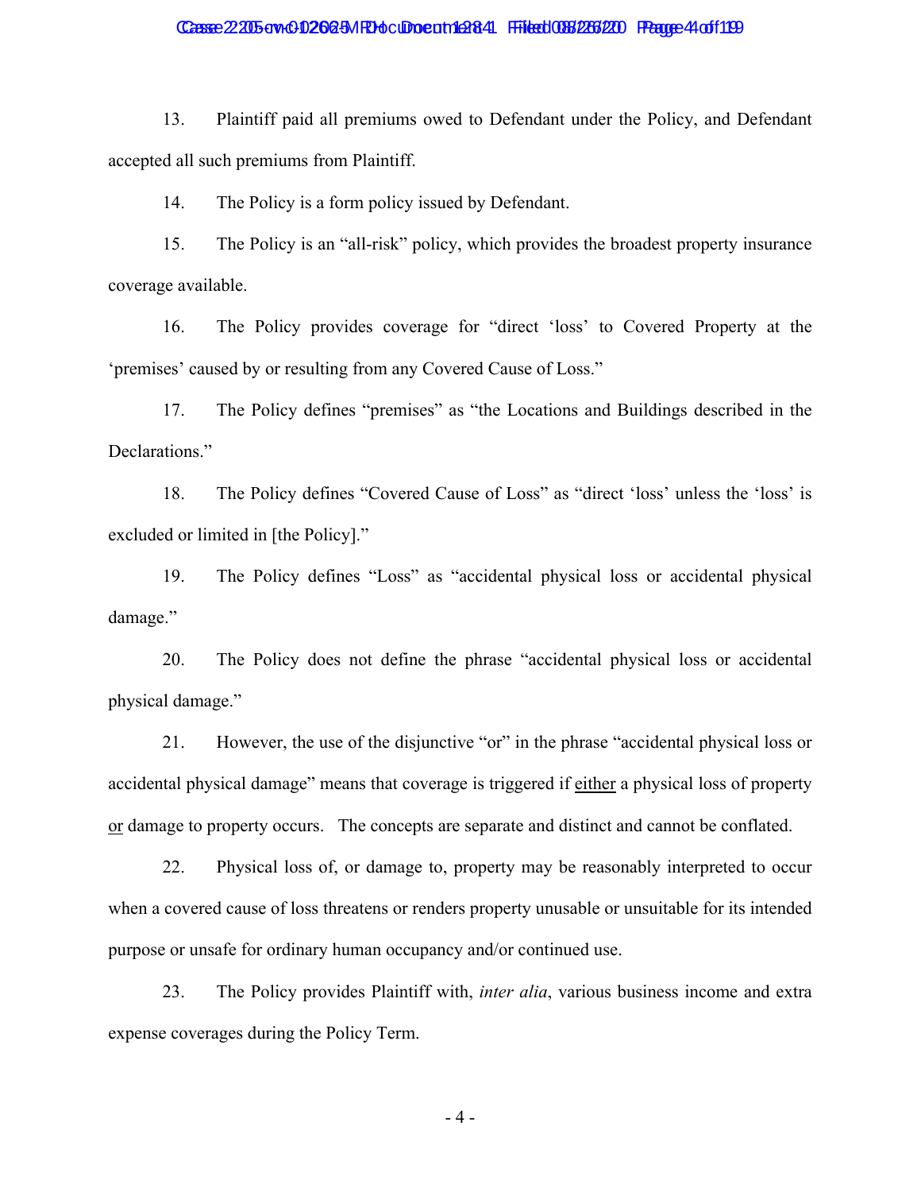13. Plaintiff paid all premiums owed to Defendant under the Policy, and Defendant accepted all such premiums from Plaintiff.

14. The Policy is a form policy issued by Defendant.

15. The Policy is an "all-risk" policy, which provides the broadest property insurance coverage available.

16. The Policy provides coverage for "direct 'loss' to Covered Property at the 'premises' caused by or resulting from any Covered Cause of Loss."

17. The Policy defines "premises" as "the Locations and Buildings described in the Declarations."

18. The Policy defines "Covered Cause of Loss" as "direct 'loss' unless the 'loss' is excluded or limited in [the Policy]."

19. The Policy defines "Loss" as "accidental physical loss or accidental physical damage."

20. The Policy does not define the phrase "accidental physical loss or accidental physical damage."

21. However, the use of the disjunctive "or" in the phrase "accidental physical loss or accidental physical damage" means that coverage is triggered if <u>either</u> a physical loss of property <u>or</u> damage to property occurs. The concepts are separate and distinct and cannot be conflated.

22. Physical loss of, or damage to, property may be reasonably interpreted to occur when a covered cause of loss threatens or renders property unusable or unsuitable for its intended purpose or unsafe for ordinary human occupancy and/or continued use.

23. The Policy provides Plaintiff with, *inter alia*, various business income and extra expense coverages during the Policy Term.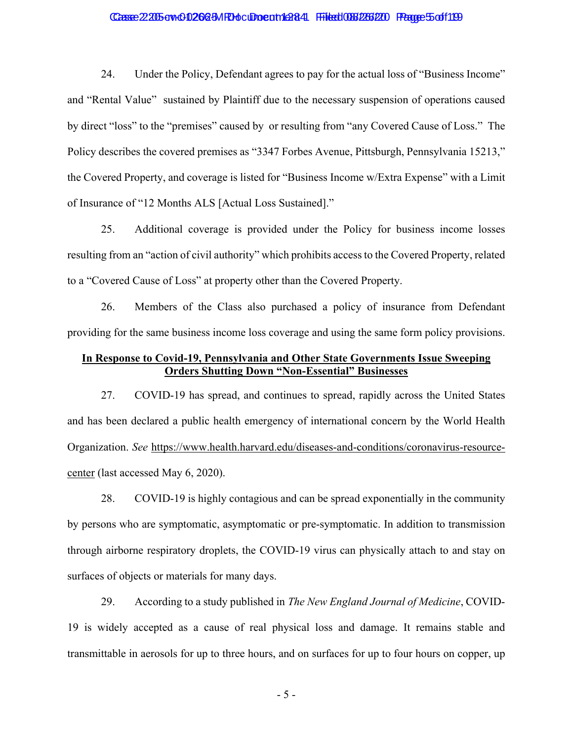24. Under the Policy, Defendant agrees to pay for the actual loss of "Business Income" and "Rental Value" sustained by Plaintiff due to the necessary suspension of operations caused by direct "loss" to the "premises" caused by or resulting from "any Covered Cause of Loss." The Policy describes the covered premises as "3347 Forbes Avenue, Pittsburgh, Pennsylvania 15213," the Covered Property, and coverage is listed for "Business Income w/Extra Expense" with a Limit of Insurance of "12 Months ALS [Actual Loss Sustained]."

25. Additional coverage is provided under the Policy for business income losses resulting from an "action of civil authority" which prohibits access to the Covered Property, related to a "Covered Cause of Loss" at property other than the Covered Property.

26. Members of the Class also purchased a policy of insurance from Defendant providing for the same business income loss coverage and using the same form policy provisions.

**In Response to Covid-19, Pennsylvania and Other State Governments Issue Sweeping Orders Shutting Down "Non-Essential" Businesses**

27. COVID-19 has spread, and continues to spread, rapidly across the United States and has been declared a public health emergency of international concern by the World Health Organization. *See* https://www.health.harvard.edu/diseases-and-conditions/coronavirus-resource-center (last accessed May 6, 2020).

28. COVID-19 is highly contagious and can be spread exponentially in the community by persons who are symptomatic, asymptomatic or pre-symptomatic. In addition to transmission through airborne respiratory droplets, the COVID-19 virus can physically attach to and stay on surfaces of objects or materials for many days.

29. According to a study published in *The New England Journal of Medicine*, COVID-19 is widely accepted as a cause of real physical loss and damage. It remains stable and transmittable in aerosols for up to three hours, and on surfaces for up to four hours on copper, up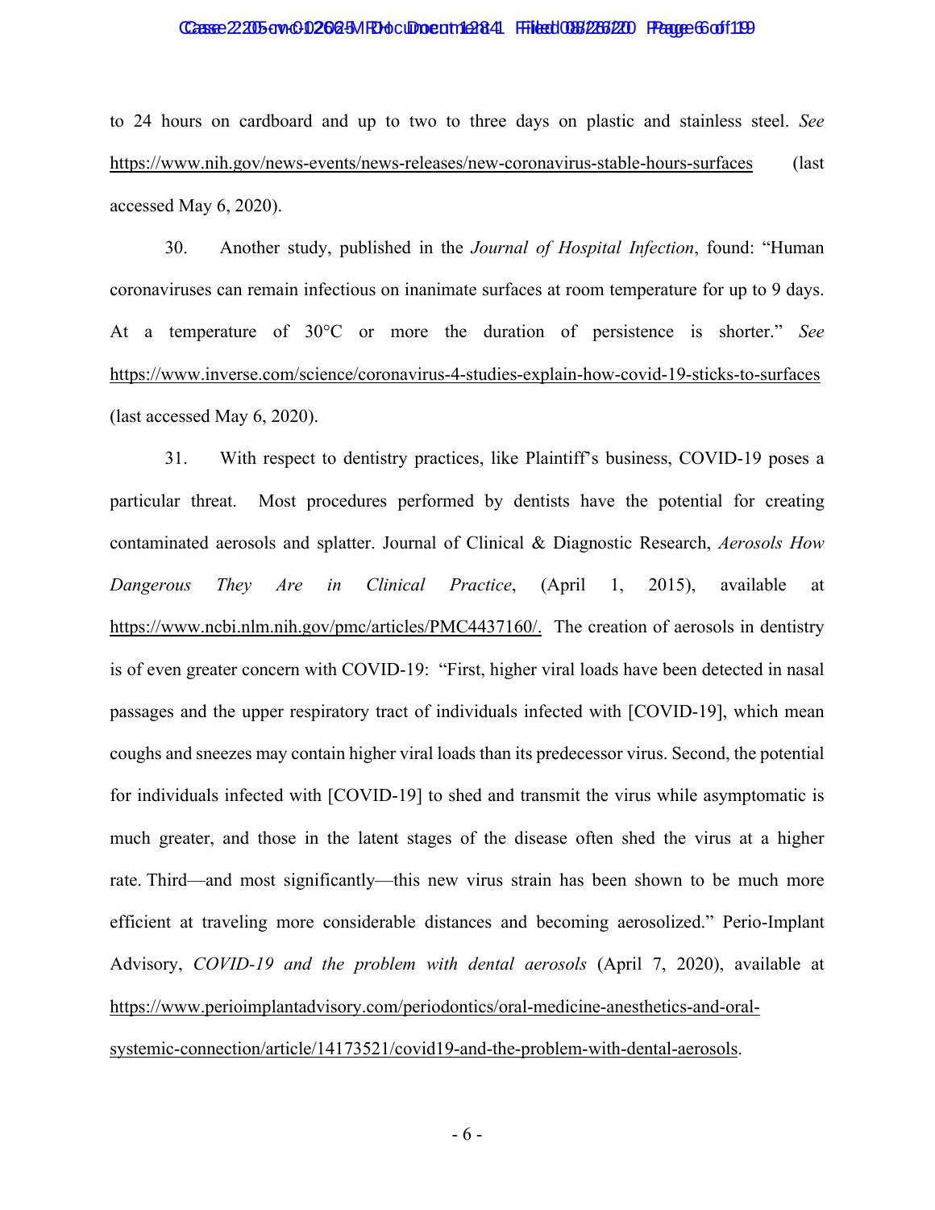to 24 hours on cardboard and up to two to three days on plastic and stainless steel. *See* https://www.nih.gov/news-events/news-releases/new-coronavirus-stable-hours-surfaces (last accessed May 6, 2020).

30. Another study, published in the *Journal of Hospital Infection*, found: "Human coronaviruses can remain infectious on inanimate surfaces at room temperature for up to 9 days. At a temperature of 30°C or more the duration of persistence is shorter." *See* https://www.inverse.com/science/coronavirus-4-studies-explain-how-covid-19-sticks-to-surfaces (last accessed May 6, 2020).

31. With respect to dentistry practices, like Plaintiff's business, COVID-19 poses a particular threat. Most procedures performed by dentists have the potential for creating contaminated aerosols and splatter. Journal of Clinical & Diagnostic Research, *Aerosols How Dangerous They Are in Clinical Practice*, (April 1, 2015), available at https://www.ncbi.nlm.nih.gov/pmc/articles/PMC4437160/. The creation of aerosols in dentistry is of even greater concern with COVID-19: "First, higher viral loads have been detected in nasal passages and the upper respiratory tract of individuals infected with [COVID-19], which mean coughs and sneezes may contain higher viral loads than its predecessor virus. Second, the potential for individuals infected with [COVID-19] to shed and transmit the virus while asymptomatic is much greater, and those in the latent stages of the disease often shed the virus at a higher rate. Third—and most significantly—this new virus strain has been shown to be much more efficient at traveling more considerable distances and becoming aerosolized." Perio-Implant Advisory, *COVID-19 and the problem with dental aerosols* (April 7, 2020), available at https://www.perioimplantadvisory.com/periodontics/oral-medicine-anesthetics-and-oral-systemic-connection/article/14173521/covid19-and-the-problem-with-dental-aerosols.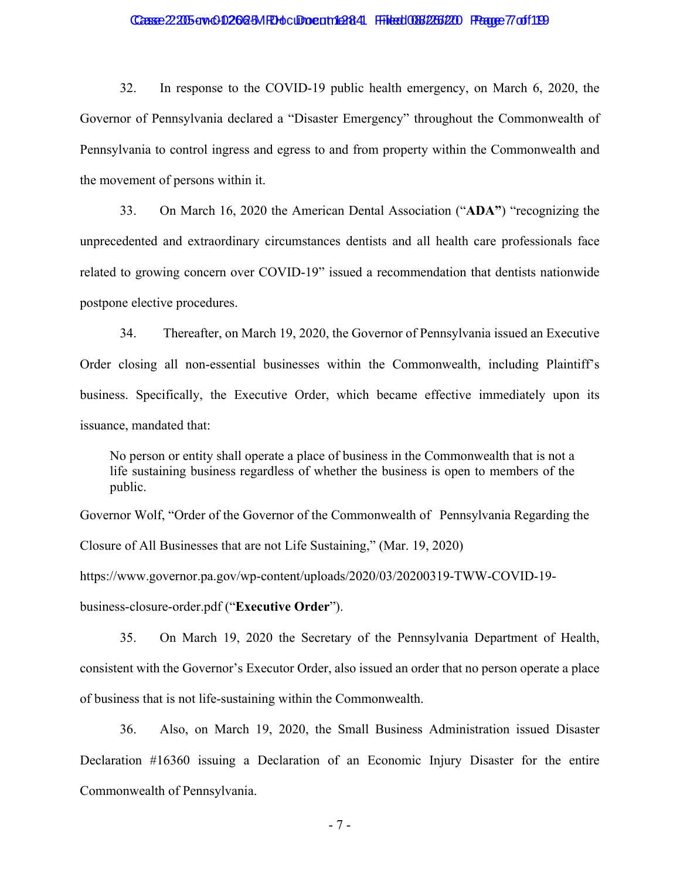32. In response to the COVID-19 public health emergency, on March 6, 2020, the Governor of Pennsylvania declared a "Disaster Emergency" throughout the Commonwealth of Pennsylvania to control ingress and egress to and from property within the Commonwealth and the movement of persons within it.

33. On March 16, 2020 the American Dental Association ("**ADA**") "recognizing the unprecedented and extraordinary circumstances dentists and all health care professionals face related to growing concern over COVID-19" issued a recommendation that dentists nationwide postpone elective procedures.

34. Thereafter, on March 19, 2020, the Governor of Pennsylvania issued an Executive Order closing all non-essential businesses within the Commonwealth, including Plaintiff's business. Specifically, the Executive Order, which became effective immediately upon its issuance, mandated that:

> No person or entity shall operate a place of business in the Commonwealth that is not a life sustaining business regardless of whether the business is open to members of the public.

Governor Wolf, "Order of the Governor of the Commonwealth of Pennsylvania Regarding the Closure of All Businesses that are not Life Sustaining," (Mar. 19, 2020) https://www.governor.pa.gov/wp-content/uploads/2020/03/20200319-TWW-COVID-19-business-closure-order.pdf ("**Executive Order**").

35. On March 19, 2020 the Secretary of the Pennsylvania Department of Health, consistent with the Governor's Executor Order, also issued an order that no person operate a place of business that is not life-sustaining within the Commonwealth.

36. Also, on March 19, 2020, the Small Business Administration issued Disaster Declaration #16360 issuing a Declaration of an Economic Injury Disaster for the entire Commonwealth of Pennsylvania.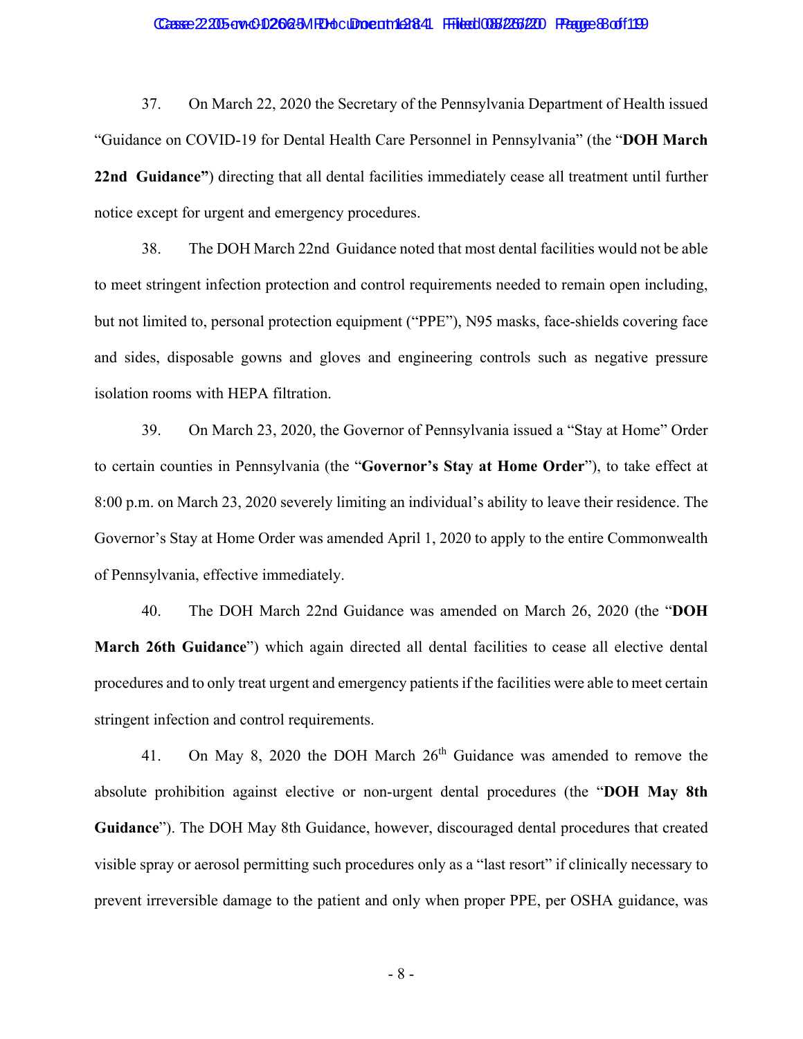37. On March 22, 2020 the Secretary of the Pennsylvania Department of Health issued "Guidance on COVID-19 for Dental Health Care Personnel in Pennsylvania" (the "**DOH March 22nd Guidance"**) directing that all dental facilities immediately cease all treatment until further notice except for urgent and emergency procedures.

38. The DOH March 22nd Guidance noted that most dental facilities would not be able to meet stringent infection protection and control requirements needed to remain open including, but not limited to, personal protection equipment ("PPE"), N95 masks, face-shields covering face and sides, disposable gowns and gloves and engineering controls such as negative pressure isolation rooms with HEPA filtration.

39. On March 23, 2020, the Governor of Pennsylvania issued a "Stay at Home" Order to certain counties in Pennsylvania (the "**Governor's Stay at Home Order**"), to take effect at 8:00 p.m. on March 23, 2020 severely limiting an individual's ability to leave their residence. The Governor's Stay at Home Order was amended April 1, 2020 to apply to the entire Commonwealth of Pennsylvania, effective immediately.

40. The DOH March 22nd Guidance was amended on March 26, 2020 (the "**DOH March 26th Guidance**") which again directed all dental facilities to cease all elective dental procedures and to only treat urgent and emergency patients if the facilities were able to meet certain stringent infection and control requirements.

41. On May 8, 2020 the DOH March 26th Guidance was amended to remove the absolute prohibition against elective or non-urgent dental procedures (the "**DOH May 8th Guidance**"). The DOH May 8th Guidance, however, discouraged dental procedures that created visible spray or aerosol permitting such procedures only as a "last resort" if clinically necessary to prevent irreversible damage to the patient and only when proper PPE, per OSHA guidance, was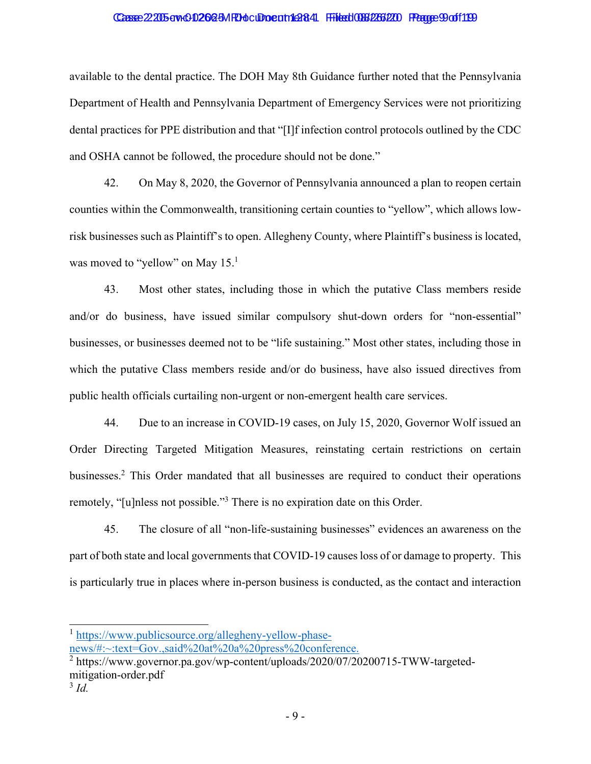available to the dental practice. The DOH May 8th Guidance further noted that the Pennsylvania Department of Health and Pennsylvania Department of Emergency Services were not prioritizing dental practices for PPE distribution and that "[I]f infection control protocols outlined by the CDC and OSHA cannot be followed, the procedure should not be done."

42. On May 8, 2020, the Governor of Pennsylvania announced a plan to reopen certain counties within the Commonwealth, transitioning certain counties to "yellow", which allows low-risk businesses such as Plaintiff's to open. Allegheny County, where Plaintiff's business is located, was moved to "yellow" on May 15.[1]

43. Most other states, including those in which the putative Class members reside and/or do business, have issued similar compulsory shut-down orders for "non-essential" businesses, or businesses deemed not to be "life sustaining." Most other states, including those in which the putative Class members reside and/or do business, have also issued directives from public health officials curtailing non-urgent or non-emergent health care services.

44. Due to an increase in COVID-19 cases, on July 15, 2020, Governor Wolf issued an Order Directing Targeted Mitigation Measures, reinstating certain restrictions on certain businesses.[2] This Order mandated that all businesses are required to conduct their operations remotely, "[u]nless not possible."[3] There is no expiration date on this Order.

45. The closure of all "non-life-sustaining businesses" evidences an awareness on the part of both state and local governments that COVID-19 causes loss of or damage to property. This is particularly true in places where in-person business is conducted, as the contact and interaction

---

[1] https://www.publicsource.org/allegheny-yellow-phase-news/#:~:text=Gov.,said%20at%20a%20press%20conference.

[2] https://www.governor.pa.gov/wp-content/uploads/2020/07/20200715-TWW-targeted-mitigation-order.pdf

[3] *Id.*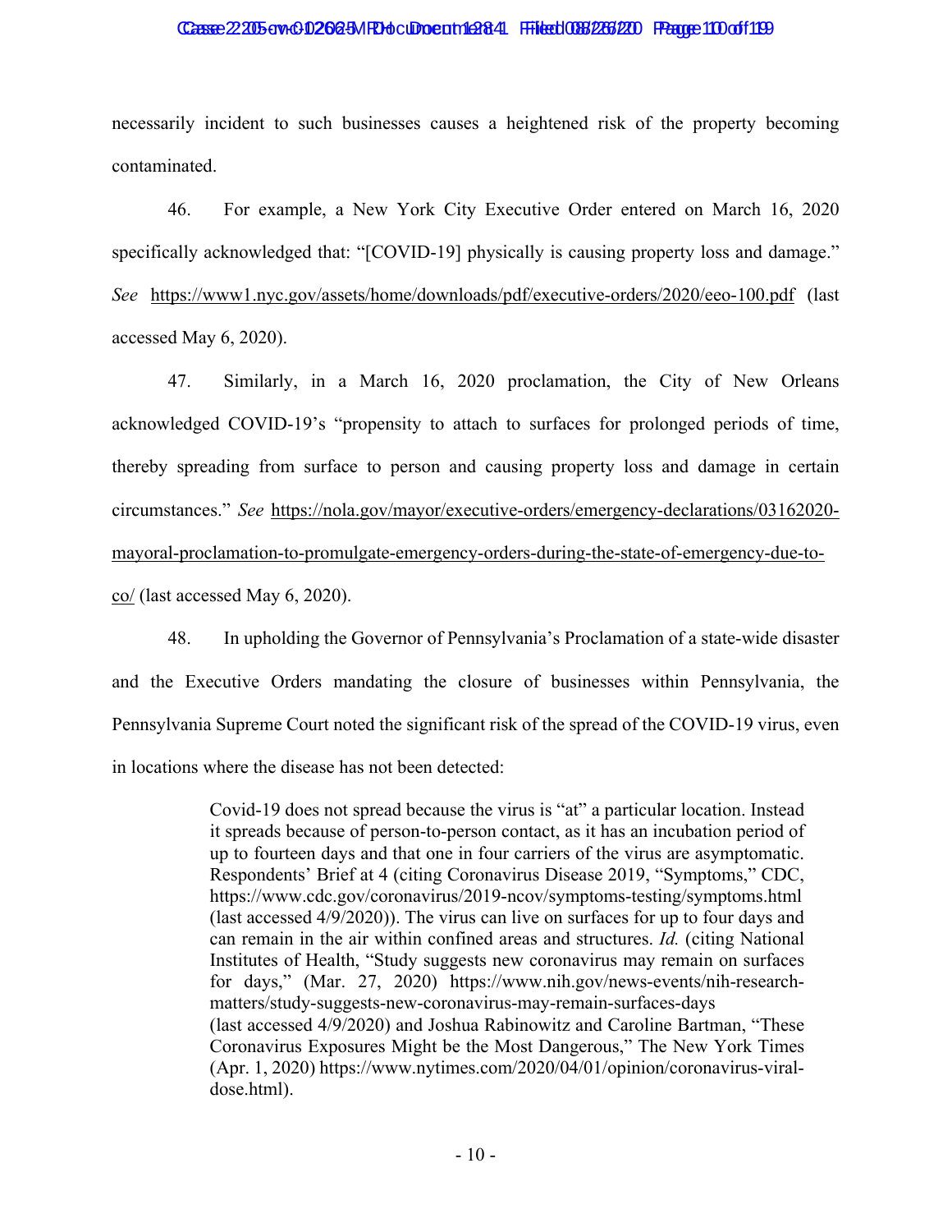necessarily incident to such businesses causes a heightened risk of the property becoming contaminated.

46. For example, a New York City Executive Order entered on March 16, 2020 specifically acknowledged that: "[COVID-19] physically is causing property loss and damage." *See* https://www1.nyc.gov/assets/home/downloads/pdf/executive-orders/2020/eeo-100.pdf (last accessed May 6, 2020).

47. Similarly, in a March 16, 2020 proclamation, the City of New Orleans acknowledged COVID-19's "propensity to attach to surfaces for prolonged periods of time, thereby spreading from surface to person and causing property loss and damage in certain circumstances." *See* https://nola.gov/mayor/executive-orders/emergency-declarations/03162020-mayoral-proclamation-to-promulgate-emergency-orders-during-the-state-of-emergency-due-to-co/ (last accessed May 6, 2020).

48. In upholding the Governor of Pennsylvania's Proclamation of a state-wide disaster and the Executive Orders mandating the closure of businesses within Pennsylvania, the Pennsylvania Supreme Court noted the significant risk of the spread of the COVID-19 virus, even in locations where the disease has not been detected:

> Covid-19 does not spread because the virus is "at" a particular location. Instead it spreads because of person-to-person contact, as it has an incubation period of up to fourteen days and that one in four carriers of the virus are asymptomatic. Respondents' Brief at 4 (citing Coronavirus Disease 2019, "Symptoms," CDC, https://www.cdc.gov/coronavirus/2019-ncov/symptoms-testing/symptoms.html (last accessed 4/9/2020)). The virus can live on surfaces for up to four days and can remain in the air within confined areas and structures. *Id.* (citing National Institutes of Health, "Study suggests new coronavirus may remain on surfaces for days," (Mar. 27, 2020) https://www.nih.gov/news-events/nih-research-matters/study-suggests-new-coronavirus-may-remain-surfaces-days (last accessed 4/9/2020) and Joshua Rabinowitz and Caroline Bartman, "These Coronavirus Exposures Might be the Most Dangerous," The New York Times (Apr. 1, 2020) https://www.nytimes.com/2020/04/01/opinion/coronavirus-viral-dose.html).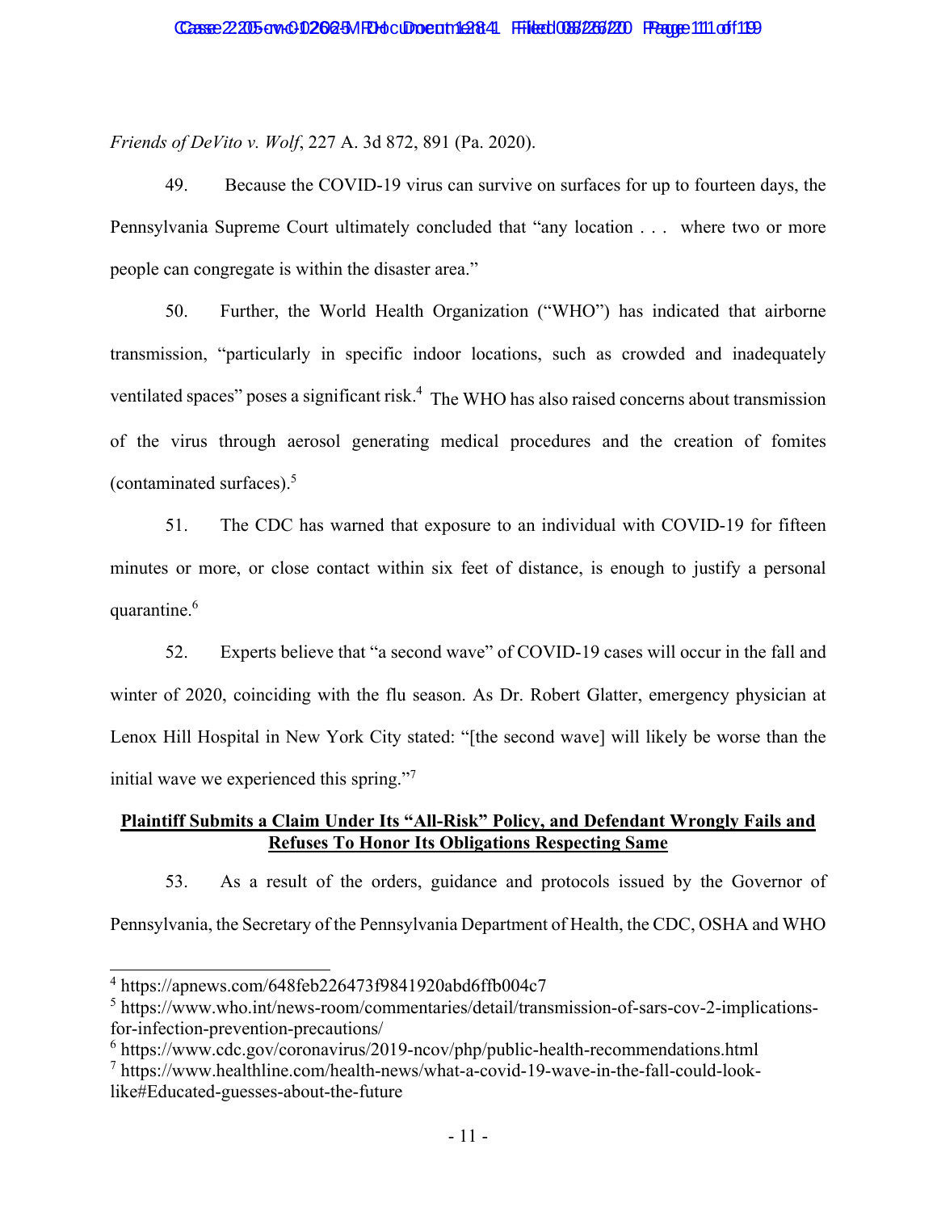*Friends of DeVito v. Wolf*, 227 A. 3d 872, 891 (Pa. 2020).

49. Because the COVID-19 virus can survive on surfaces for up to fourteen days, the Pennsylvania Supreme Court ultimately concluded that "any location . . . where two or more people can congregate is within the disaster area."

50. Further, the World Health Organization ("WHO") has indicated that airborne transmission, "particularly in specific indoor locations, such as crowded and inadequately ventilated spaces" poses a significant risk.[4] The WHO has also raised concerns about transmission of the virus through aerosol generating medical procedures and the creation of fomites (contaminated surfaces).[5]

51. The CDC has warned that exposure to an individual with COVID-19 for fifteen minutes or more, or close contact within six feet of distance, is enough to justify a personal quarantine.[6]

52. Experts believe that "a second wave" of COVID-19 cases will occur in the fall and winter of 2020, coinciding with the flu season. As Dr. Robert Glatter, emergency physician at Lenox Hill Hospital in New York City stated: "[the second wave] will likely be worse than the initial wave we experienced this spring."[7]

**Plaintiff Submits a Claim Under Its "All-Risk" Policy, and Defendant Wrongly Fails and Refuses To Honor Its Obligations Respecting Same**

53. As a result of the orders, guidance and protocols issued by the Governor of Pennsylvania, the Secretary of the Pennsylvania Department of Health, the CDC, OSHA and WHO

---

[4] https://apnews.com/648feb226473f9841920abd6ffb004c7

[5] https://www.who.int/news-room/commentaries/detail/transmission-of-sars-cov-2-implications-for-infection-prevention-precautions/

[6] https://www.cdc.gov/coronavirus/2019-ncov/php/public-health-recommendations.html

[7] https://www.healthline.com/health-news/what-a-covid-19-wave-in-the-fall-could-look-like#Educated-guesses-about-the-future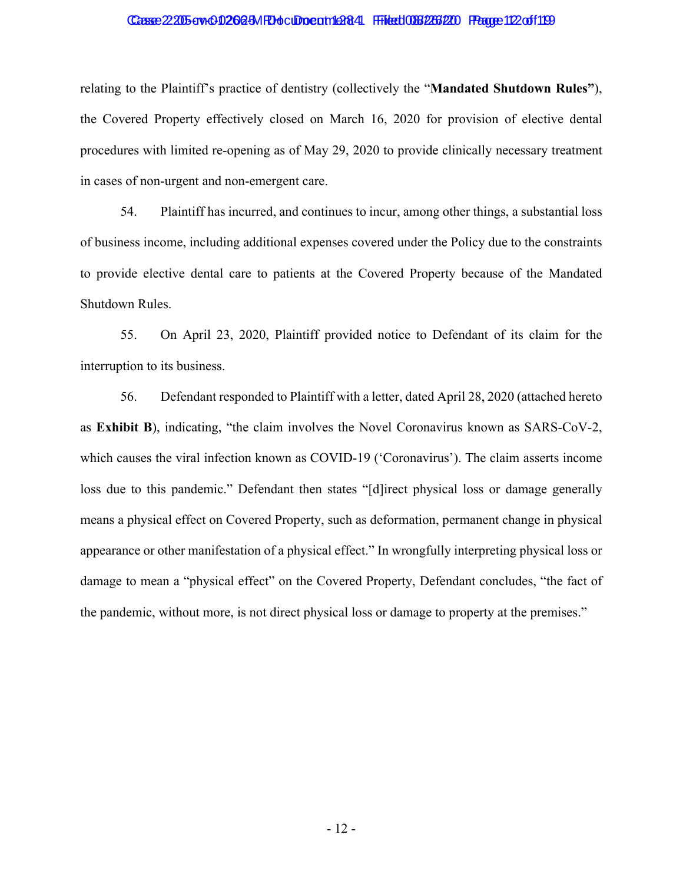relating to the Plaintiff's practice of dentistry (collectively the "**Mandated Shutdown Rules"**), the Covered Property effectively closed on March 16, 2020 for provision of elective dental procedures with limited re-opening as of May 29, 2020 to provide clinically necessary treatment in cases of non-urgent and non-emergent care.

54. Plaintiff has incurred, and continues to incur, among other things, a substantial loss of business income, including additional expenses covered under the Policy due to the constraints to provide elective dental care to patients at the Covered Property because of the Mandated Shutdown Rules.

55. On April 23, 2020, Plaintiff provided notice to Defendant of its claim for the interruption to its business.

56. Defendant responded to Plaintiff with a letter, dated April 28, 2020 (attached hereto as **Exhibit B**), indicating, "the claim involves the Novel Coronavirus known as SARS-CoV-2, which causes the viral infection known as COVID-19 ('Coronavirus'). The claim asserts income loss due to this pandemic." Defendant then states "[d]irect physical loss or damage generally means a physical effect on Covered Property, such as deformation, permanent change in physical appearance or other manifestation of a physical effect." In wrongfully interpreting physical loss or damage to mean a "physical effect" on the Covered Property, Defendant concludes, "the fact of the pandemic, without more, is not direct physical loss or damage to property at the premises."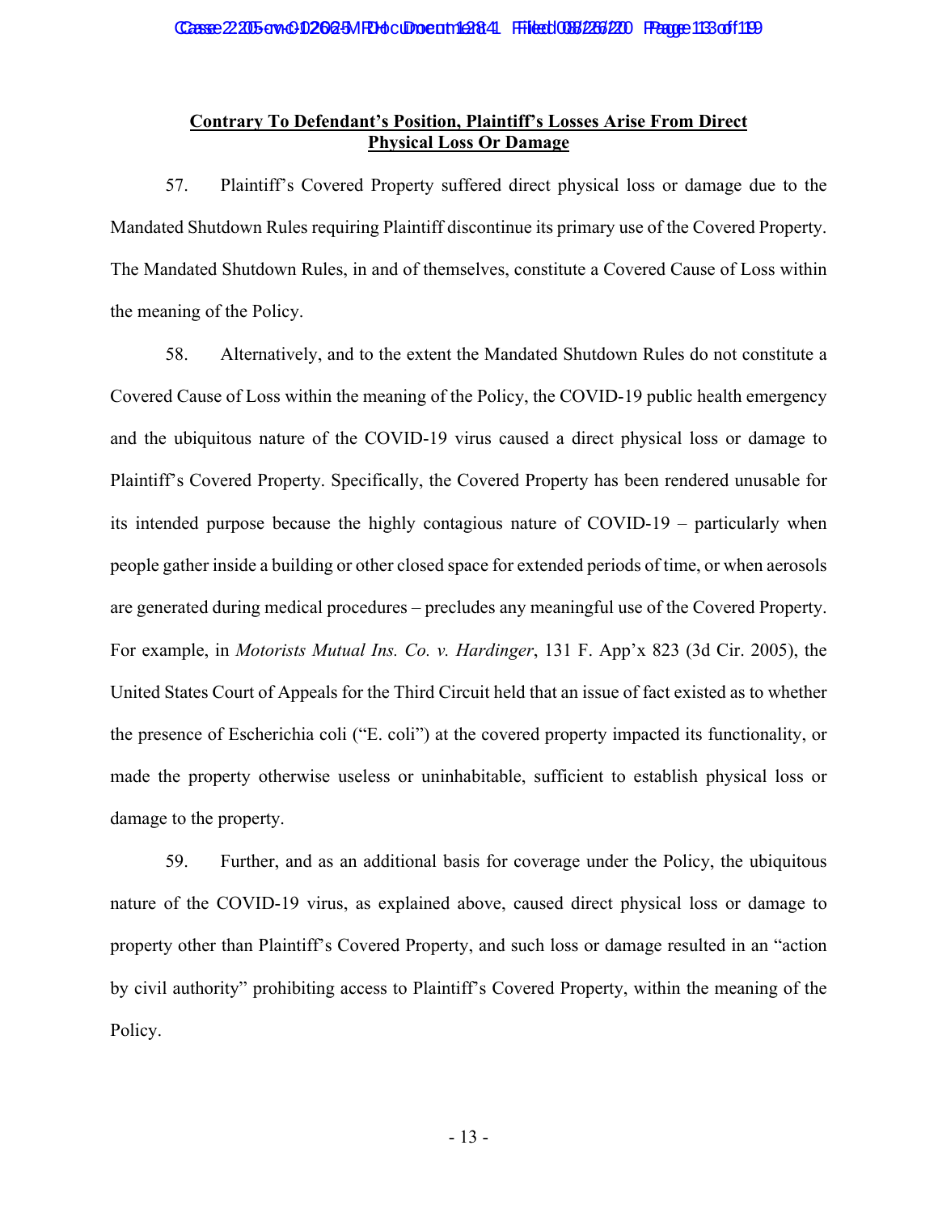**Contrary To Defendant's Position, Plaintiff's Losses Arise From Direct Physical Loss Or Damage**

57. Plaintiff's Covered Property suffered direct physical loss or damage due to the Mandated Shutdown Rules requiring Plaintiff discontinue its primary use of the Covered Property. The Mandated Shutdown Rules, in and of themselves, constitute a Covered Cause of Loss within the meaning of the Policy.

58. Alternatively, and to the extent the Mandated Shutdown Rules do not constitute a Covered Cause of Loss within the meaning of the Policy, the COVID-19 public health emergency and the ubiquitous nature of the COVID-19 virus caused a direct physical loss or damage to Plaintiff's Covered Property. Specifically, the Covered Property has been rendered unusable for its intended purpose because the highly contagious nature of COVID-19 – particularly when people gather inside a building or other closed space for extended periods of time, or when aerosols are generated during medical procedures – precludes any meaningful use of the Covered Property. For example, in *Motorists Mutual Ins. Co. v. Hardinger*, 131 F. App'x 823 (3d Cir. 2005), the United States Court of Appeals for the Third Circuit held that an issue of fact existed as to whether the presence of Escherichia coli ("E. coli") at the covered property impacted its functionality, or made the property otherwise useless or uninhabitable, sufficient to establish physical loss or damage to the property.

59. Further, and as an additional basis for coverage under the Policy, the ubiquitous nature of the COVID-19 virus, as explained above, caused direct physical loss or damage to property other than Plaintiff's Covered Property, and such loss or damage resulted in an "action by civil authority" prohibiting access to Plaintiff's Covered Property, within the meaning of the Policy.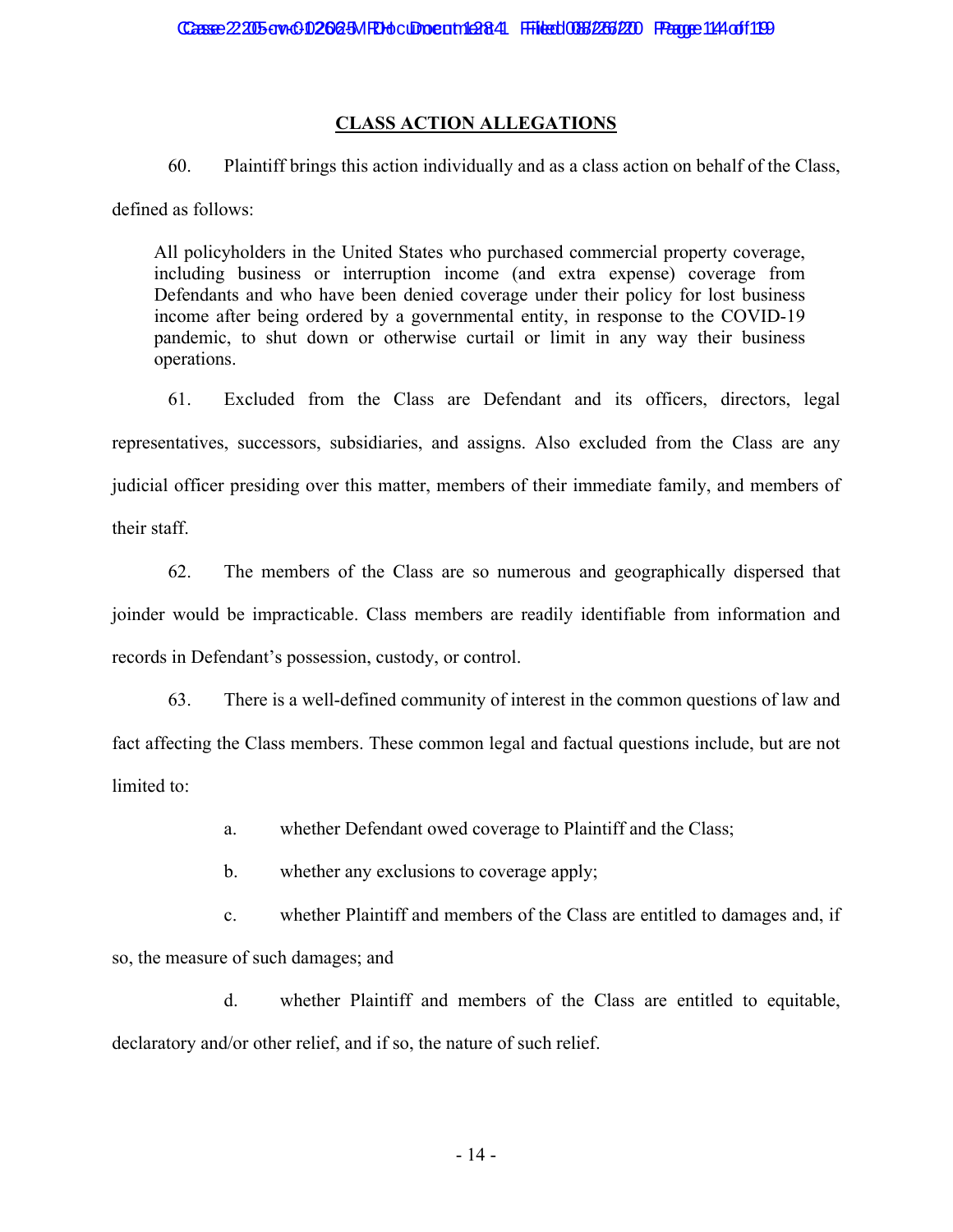## CLASS ACTION ALLEGATIONS

60. Plaintiff brings this action individually and as a class action on behalf of the Class, defined as follows:

> All policyholders in the United States who purchased commercial property coverage, including business or interruption income (and extra expense) coverage from Defendants and who have been denied coverage under their policy for lost business income after being ordered by a governmental entity, in response to the COVID-19 pandemic, to shut down or otherwise curtail or limit in any way their business operations.

61. Excluded from the Class are Defendant and its officers, directors, legal representatives, successors, subsidiaries, and assigns. Also excluded from the Class are any judicial officer presiding over this matter, members of their immediate family, and members of their staff.

62. The members of the Class are so numerous and geographically dispersed that joinder would be impracticable. Class members are readily identifiable from information and records in Defendant's possession, custody, or control.

63. There is a well-defined community of interest in the common questions of law and fact affecting the Class members. These common legal and factual questions include, but are not limited to:

a. whether Defendant owed coverage to Plaintiff and the Class;

b. whether any exclusions to coverage apply;

c. whether Plaintiff and members of the Class are entitled to damages and, if so, the measure of such damages; and

d. whether Plaintiff and members of the Class are entitled to equitable, declaratory and/or other relief, and if so, the nature of such relief.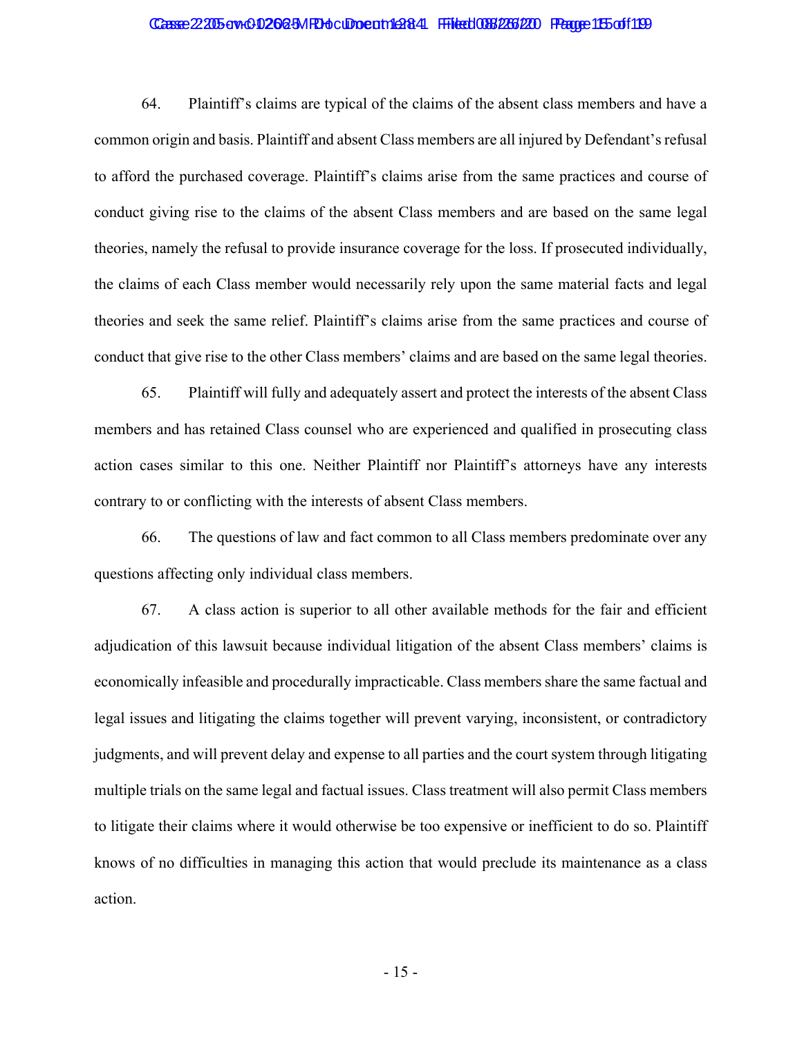64. Plaintiff's claims are typical of the claims of the absent class members and have a common origin and basis. Plaintiff and absent Class members are all injured by Defendant's refusal to afford the purchased coverage. Plaintiff's claims arise from the same practices and course of conduct giving rise to the claims of the absent Class members and are based on the same legal theories, namely the refusal to provide insurance coverage for the loss. If prosecuted individually, the claims of each Class member would necessarily rely upon the same material facts and legal theories and seek the same relief. Plaintiff's claims arise from the same practices and course of conduct that give rise to the other Class members' claims and are based on the same legal theories.

65. Plaintiff will fully and adequately assert and protect the interests of the absent Class members and has retained Class counsel who are experienced and qualified in prosecuting class action cases similar to this one. Neither Plaintiff nor Plaintiff's attorneys have any interests contrary to or conflicting with the interests of absent Class members.

66. The questions of law and fact common to all Class members predominate over any questions affecting only individual class members.

67. A class action is superior to all other available methods for the fair and efficient adjudication of this lawsuit because individual litigation of the absent Class members' claims is economically infeasible and procedurally impracticable. Class members share the same factual and legal issues and litigating the claims together will prevent varying, inconsistent, or contradictory judgments, and will prevent delay and expense to all parties and the court system through litigating multiple trials on the same legal and factual issues. Class treatment will also permit Class members to litigate their claims where it would otherwise be too expensive or inefficient to do so. Plaintiff knows of no difficulties in managing this action that would preclude its maintenance as a class action.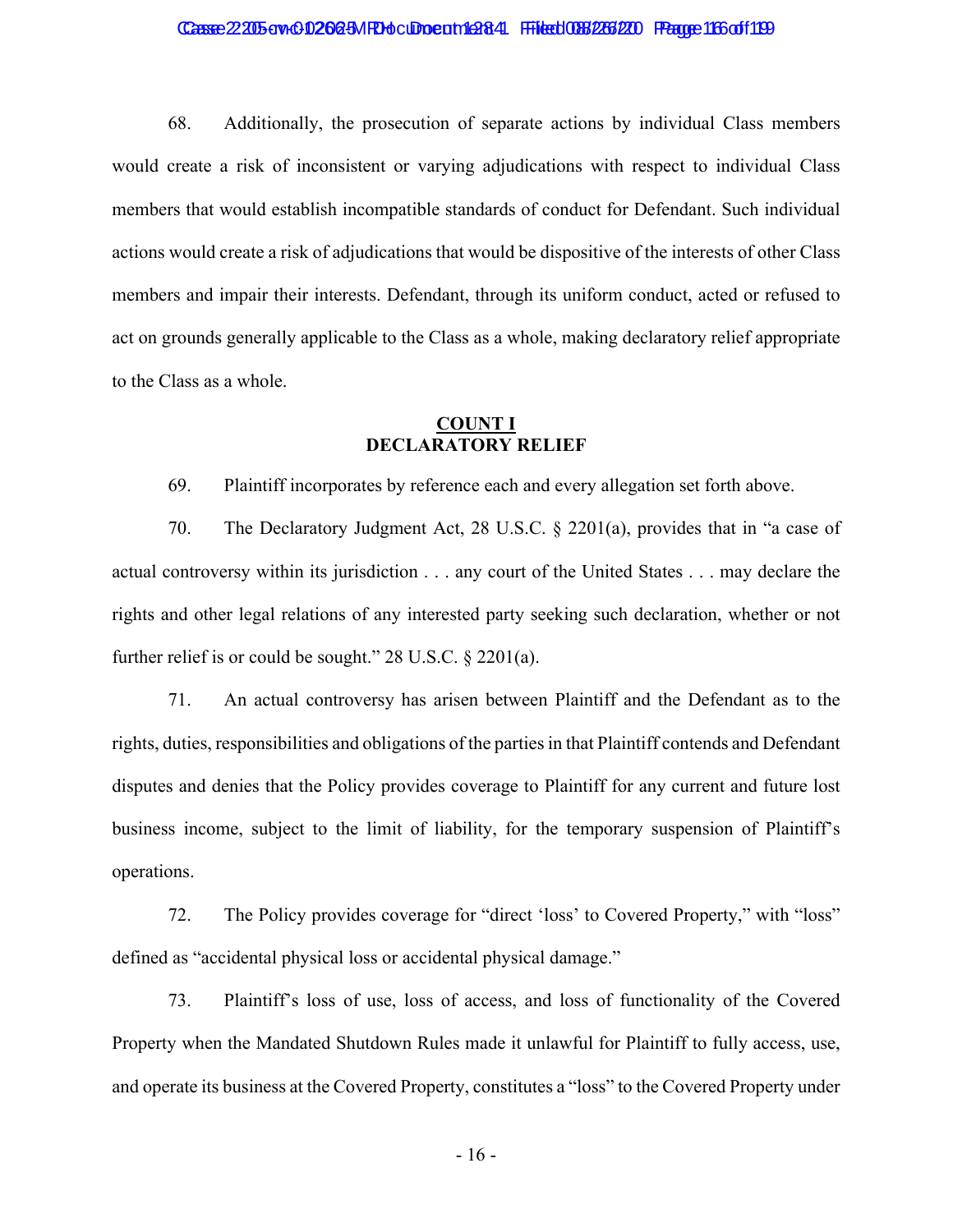68. Additionally, the prosecution of separate actions by individual Class members would create a risk of inconsistent or varying adjudications with respect to individual Class members that would establish incompatible standards of conduct for Defendant. Such individual actions would create a risk of adjudications that would be dispositive of the interests of other Class members and impair their interests. Defendant, through its uniform conduct, acted or refused to act on grounds generally applicable to the Class as a whole, making declaratory relief appropriate to the Class as a whole.

## COUNT I
## DECLARATORY RELIEF

69. Plaintiff incorporates by reference each and every allegation set forth above.

70. The Declaratory Judgment Act, 28 U.S.C. § 2201(a), provides that in "a case of actual controversy within its jurisdiction . . . any court of the United States . . . may declare the rights and other legal relations of any interested party seeking such declaration, whether or not further relief is or could be sought." 28 U.S.C. § 2201(a).

71. An actual controversy has arisen between Plaintiff and the Defendant as to the rights, duties, responsibilities and obligations of the parties in that Plaintiff contends and Defendant disputes and denies that the Policy provides coverage to Plaintiff for any current and future lost business income, subject to the limit of liability, for the temporary suspension of Plaintiff's operations.

72. The Policy provides coverage for "direct 'loss' to Covered Property," with "loss" defined as "accidental physical loss or accidental physical damage."

73. Plaintiff's loss of use, loss of access, and loss of functionality of the Covered Property when the Mandated Shutdown Rules made it unlawful for Plaintiff to fully access, use, and operate its business at the Covered Property, constitutes a "loss" to the Covered Property under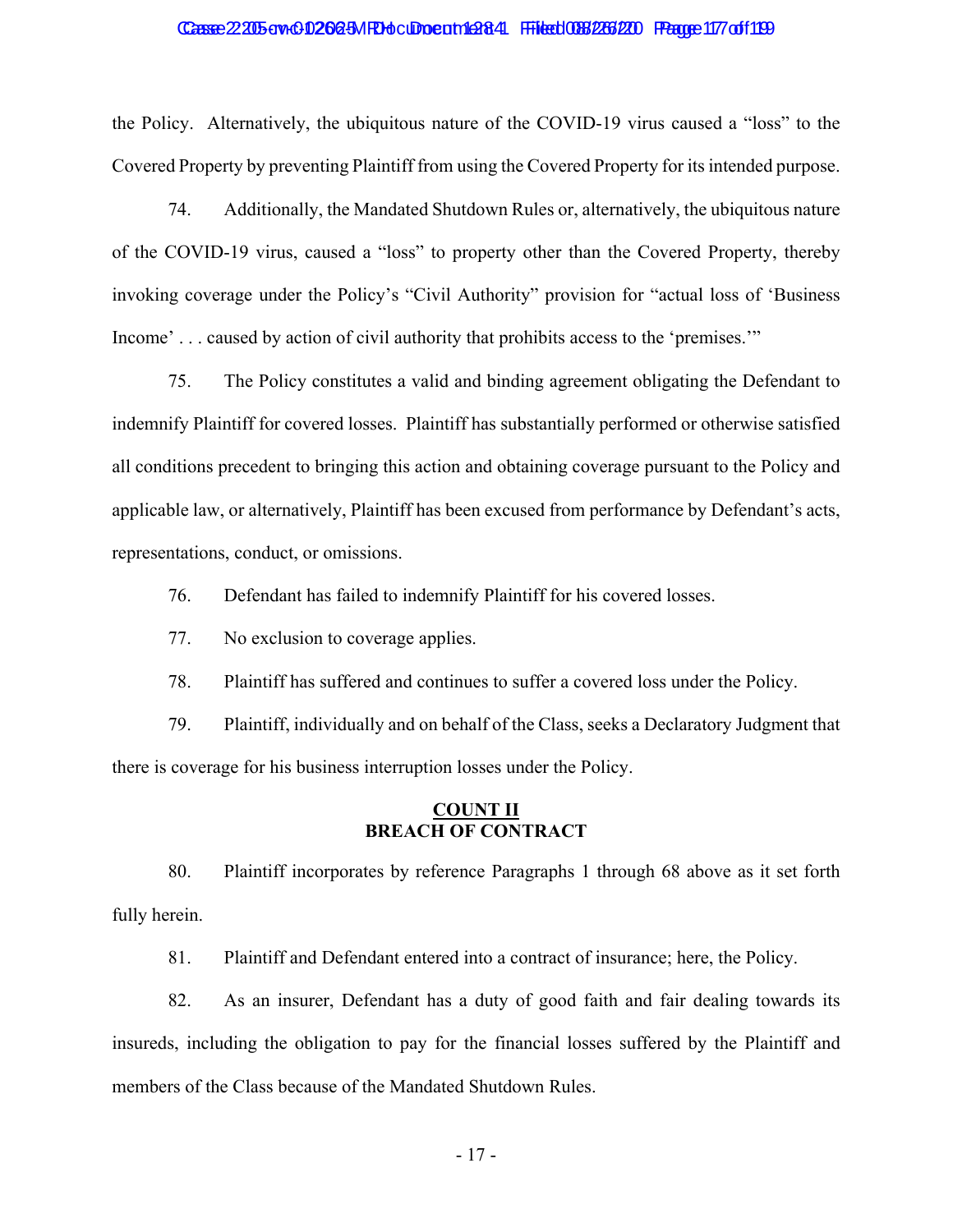the Policy. Alternatively, the ubiquitous nature of the COVID-19 virus caused a "loss" to the Covered Property by preventing Plaintiff from using the Covered Property for its intended purpose.

74. Additionally, the Mandated Shutdown Rules or, alternatively, the ubiquitous nature of the COVID-19 virus, caused a "loss" to property other than the Covered Property, thereby invoking coverage under the Policy's "Civil Authority" provision for "actual loss of 'Business Income' . . . caused by action of civil authority that prohibits access to the 'premises.'"

75. The Policy constitutes a valid and binding agreement obligating the Defendant to indemnify Plaintiff for covered losses. Plaintiff has substantially performed or otherwise satisfied all conditions precedent to bringing this action and obtaining coverage pursuant to the Policy and applicable law, or alternatively, Plaintiff has been excused from performance by Defendant's acts, representations, conduct, or omissions.

76. Defendant has failed to indemnify Plaintiff for his covered losses.

77. No exclusion to coverage applies.

78. Plaintiff has suffered and continues to suffer a covered loss under the Policy.

79. Plaintiff, individually and on behalf of the Class, seeks a Declaratory Judgment that there is coverage for his business interruption losses under the Policy.

## COUNT II
## BREACH OF CONTRACT

80. Plaintiff incorporates by reference Paragraphs 1 through 68 above as it set forth fully herein.

81. Plaintiff and Defendant entered into a contract of insurance; here, the Policy.

82. As an insurer, Defendant has a duty of good faith and fair dealing towards its insureds, including the obligation to pay for the financial losses suffered by the Plaintiff and members of the Class because of the Mandated Shutdown Rules.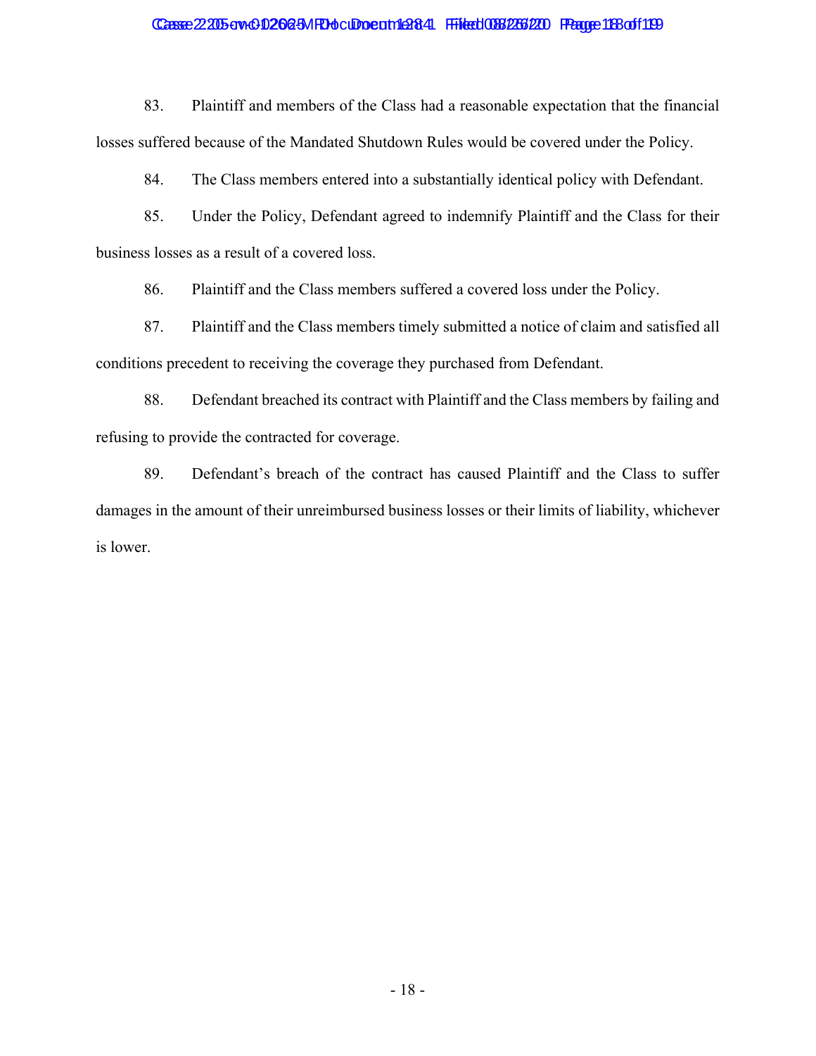83. Plaintiff and members of the Class had a reasonable expectation that the financial losses suffered because of the Mandated Shutdown Rules would be covered under the Policy.

84. The Class members entered into a substantially identical policy with Defendant.

85. Under the Policy, Defendant agreed to indemnify Plaintiff and the Class for their business losses as a result of a covered loss.

86. Plaintiff and the Class members suffered a covered loss under the Policy.

87. Plaintiff and the Class members timely submitted a notice of claim and satisfied all conditions precedent to receiving the coverage they purchased from Defendant.

88. Defendant breached its contract with Plaintiff and the Class members by failing and refusing to provide the contracted for coverage.

89. Defendant's breach of the contract has caused Plaintiff and the Class to suffer damages in the amount of their unreimbursed business losses or their limits of liability, whichever is lower.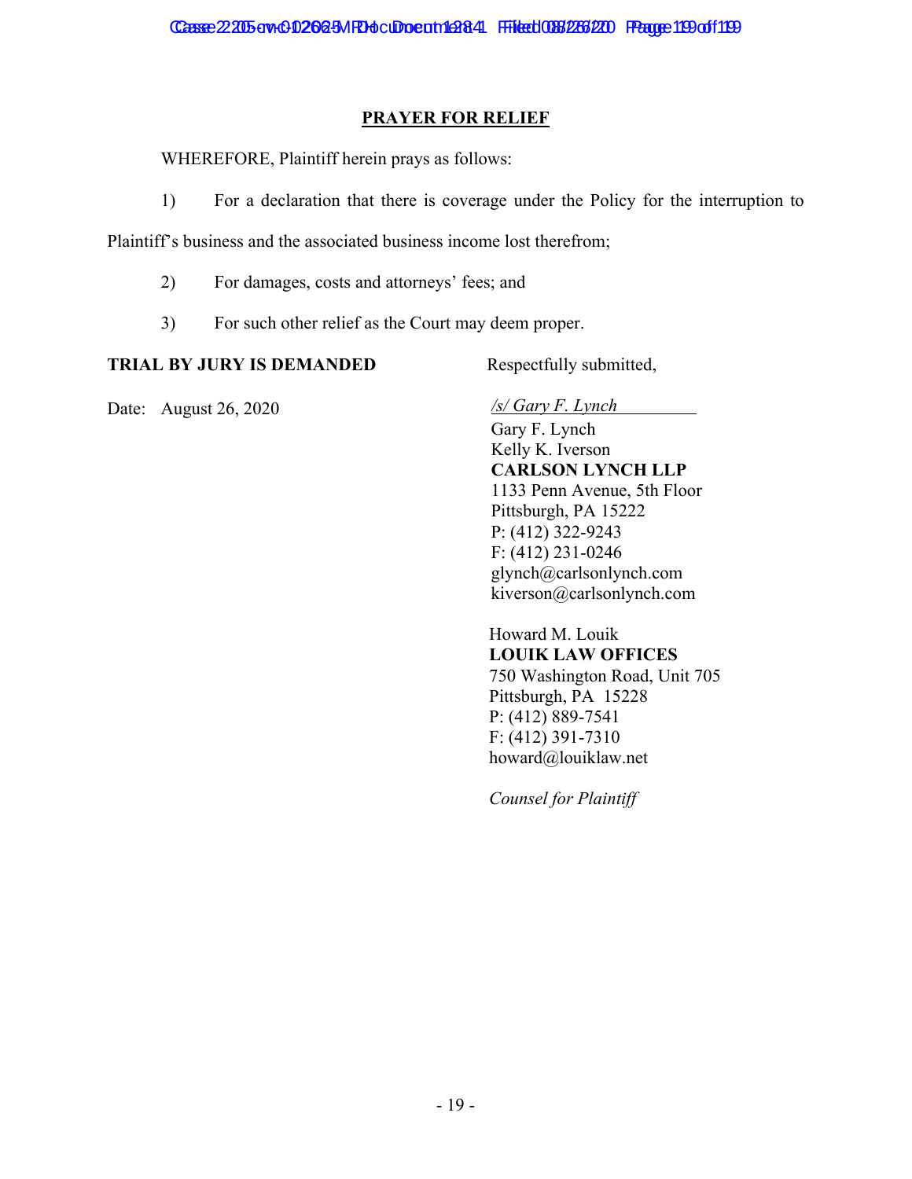## PRAYER FOR RELIEF

WHEREFORE, Plaintiff herein prays as follows:

1) For a declaration that there is coverage under the Policy for the interruption to Plaintiff's business and the associated business income lost therefrom;

2) For damages, costs and attorneys' fees; and

3) For such other relief as the Court may deem proper.

**TRIAL BY JURY IS DEMANDED**

Date: August 26, 2020

Respectfully submitted,

*/s/ Gary F. Lynch*

Gary F. Lynch
Kelly K. Iverson
**CARLSON LYNCH LLP**
1133 Penn Avenue, 5th Floor
Pittsburgh, PA 15222
P: (412) 322-9243
F: (412) 231-0246
glynch@carlsonlynch.com
kiverson@carlsonlynch.com

Howard M. Louik
**LOUIK LAW OFFICES**
750 Washington Road, Unit 705
Pittsburgh, PA 15228
P: (412) 889-7541
F: (412) 391-7310
howard@louiklaw.net

*Counsel for Plaintiff*